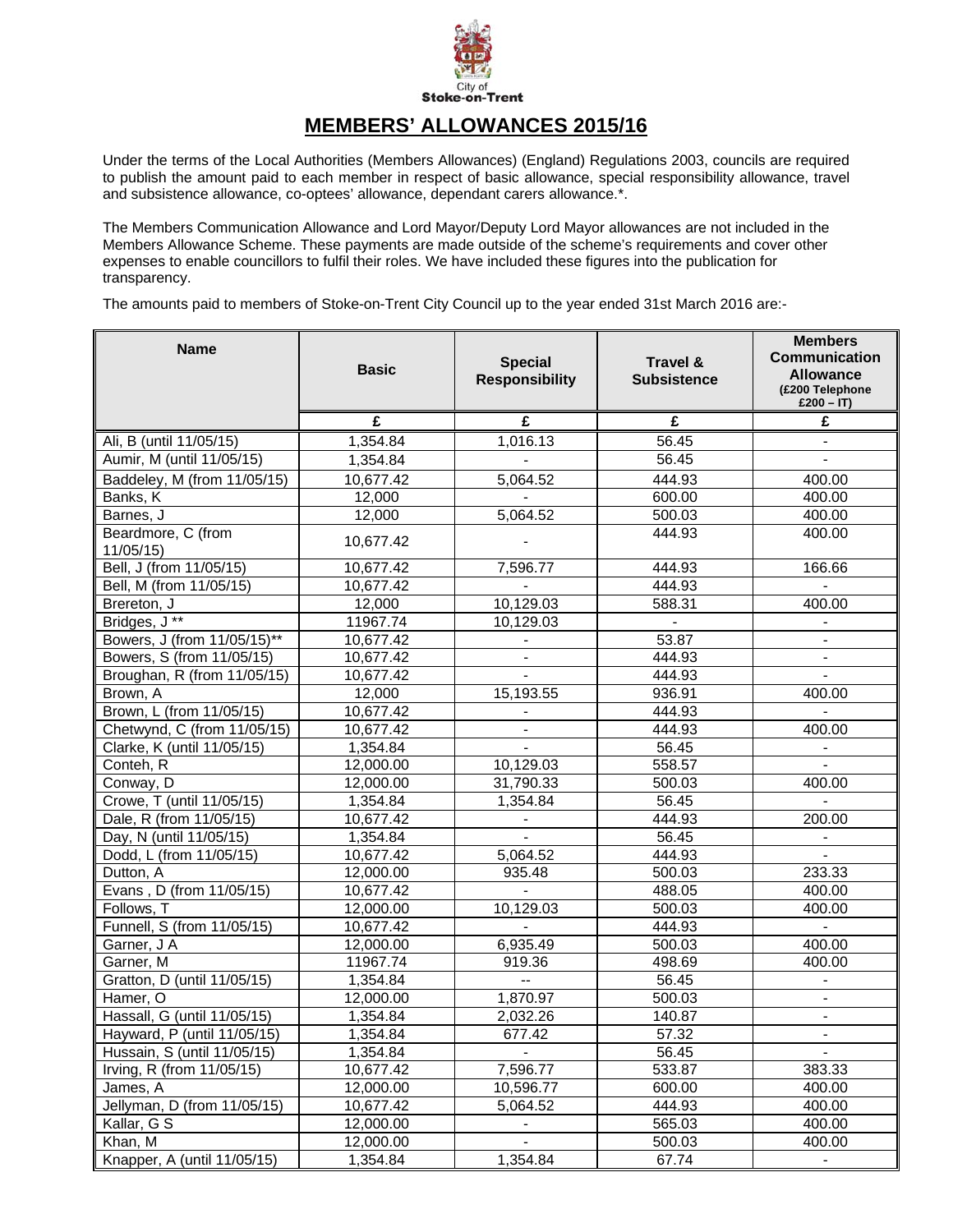City of Stoke-on-Trent

# MEMBERS' ALLOWANCES 2015/16

Under the terms of the Local Authorities (Members Allowances) (England) Regulations 2003, councils are required to publish the amount paid to each member in respect of basic allowance, special responsibility allowance, travel and subsistence allowance, co-optees' allowance, dependant carers allowance.*.

The Members Communication Allowance and Lord Mayor/Deputy Lord Mayor allowances are not included in the Members Allowance Scheme. These payments are made outside of the scheme's requirements and cover other expenses to enable councillors to fulfil their roles. We have included these figures into the publication for transparency.

The amounts paid to members of Stoke-on-Trent City Council up to the year ended 31st March 2016 are:-

| Name | Basic | Special Responsibility | Travel & Subsistence | Members Communication Allowance (£200 Telephone £200 – IT) |
|---|---|---|---|---|
| | £ | £ | £ | £ |
| Ali, B (until 11/05/15) | 1,354.84 | 1,016.13 | 56.45 | - |
| Aumir, M (until 11/05/15) | 1,354.84 | - | 56.45 | - |
| Baddeley, M (from 11/05/15) | 10,677.42 | 5,064.52 | 444.93 | 400.00 |
| Banks, K | 12,000 | - | 600.00 | 400.00 |
| Barnes, J | 12,000 | 5,064.52 | 500.03 | 400.00 |
| Beardmore, C (from 11/05/15) | 10,677.42 | - | 444.93 | 400.00 |
| Bell, J (from 11/05/15) | 10,677.42 | 7,596.77 | 444.93 | 166.66 |
| Bell, M (from 11/05/15) | 10,677.42 | - | 444.93 | - |
| Brereton, J | 12,000 | 10,129.03 | 588.31 | 400.00 |
| Bridges, J ** | 11967.74 | 10,129.03 | - | - |
| Bowers, J (from 11/05/15)** | 10,677.42 | - | 53.87 | - |
| Bowers, S (from 11/05/15) | 10,677.42 | - | 444.93 | - |
| Broughan, R (from 11/05/15) | 10,677.42 | - | 444.93 | - |
| Brown, A | 12,000 | 15,193.55 | 936.91 | 400.00 |
| Brown, L (from 11/05/15) | 10,677.42 | - | 444.93 | - |
| Chetwynd, C (from 11/05/15) | 10,677.42 | - | 444.93 | 400.00 |
| Clarke, K (until 11/05/15) | 1,354.84 | - | 56.45 | - |
| Conteh, R | 12,000.00 | 10,129.03 | 558.57 | - |
| Conway, D | 12,000.00 | 31,790.33 | 500.03 | 400.00 |
| Crowe, T (until 11/05/15) | 1,354.84 | 1,354.84 | 56.45 | - |
| Dale, R (from 11/05/15) | 10,677.42 | - | 444.93 | 200.00 |
| Day, N (until 11/05/15) | 1,354.84 | - | 56.45 | - |
| Dodd, L (from 11/05/15) | 10,677.42 | 5,064.52 | 444.93 | - |
| Dutton, A | 12,000.00 | 935.48 | 500.03 | 233.33 |
| Evans , D (from 11/05/15) | 10,677.42 | - | 488.05 | 400.00 |
| Follows, T | 12,000.00 | 10,129.03 | 500.03 | 400.00 |
| Funnell, S (from 11/05/15) | 10,677.42 | - | 444.93 | - |
| Garner, J A | 12,000.00 | 6,935.49 | 500.03 | 400.00 |
| Garner, M | 11967.74 | 919.36 | 498.69 | 400.00 |
| Gratton, D (until 11/05/15) | 1,354.84 | -- | 56.45 | - |
| Hamer, O | 12,000.00 | 1,870.97 | 500.03 | - |
| Hassall, G (until 11/05/15) | 1,354.84 | 2,032.26 | 140.87 | - |
| Hayward, P (until 11/05/15) | 1,354.84 | 677.42 | 57.32 | - |
| Hussain, S (until 11/05/15) | 1,354.84 | - | 56.45 | - |
| Irving, R (from 11/05/15) | 10,677.42 | 7,596.77 | 533.87 | 383.33 |
| James, A | 12,000.00 | 10,596.77 | 600.00 | 400.00 |
| Jellyman, D (from 11/05/15) | 10,677.42 | 5,064.52 | 444.93 | 400.00 |
| Kallar, G S | 12,000.00 | - | 565.03 | 400.00 |
| Khan, M | 12,000.00 | - | 500.03 | 400.00 |
| Knapper, A (until 11/05/15) | 1,354.84 | 1,354.84 | 67.74 | - |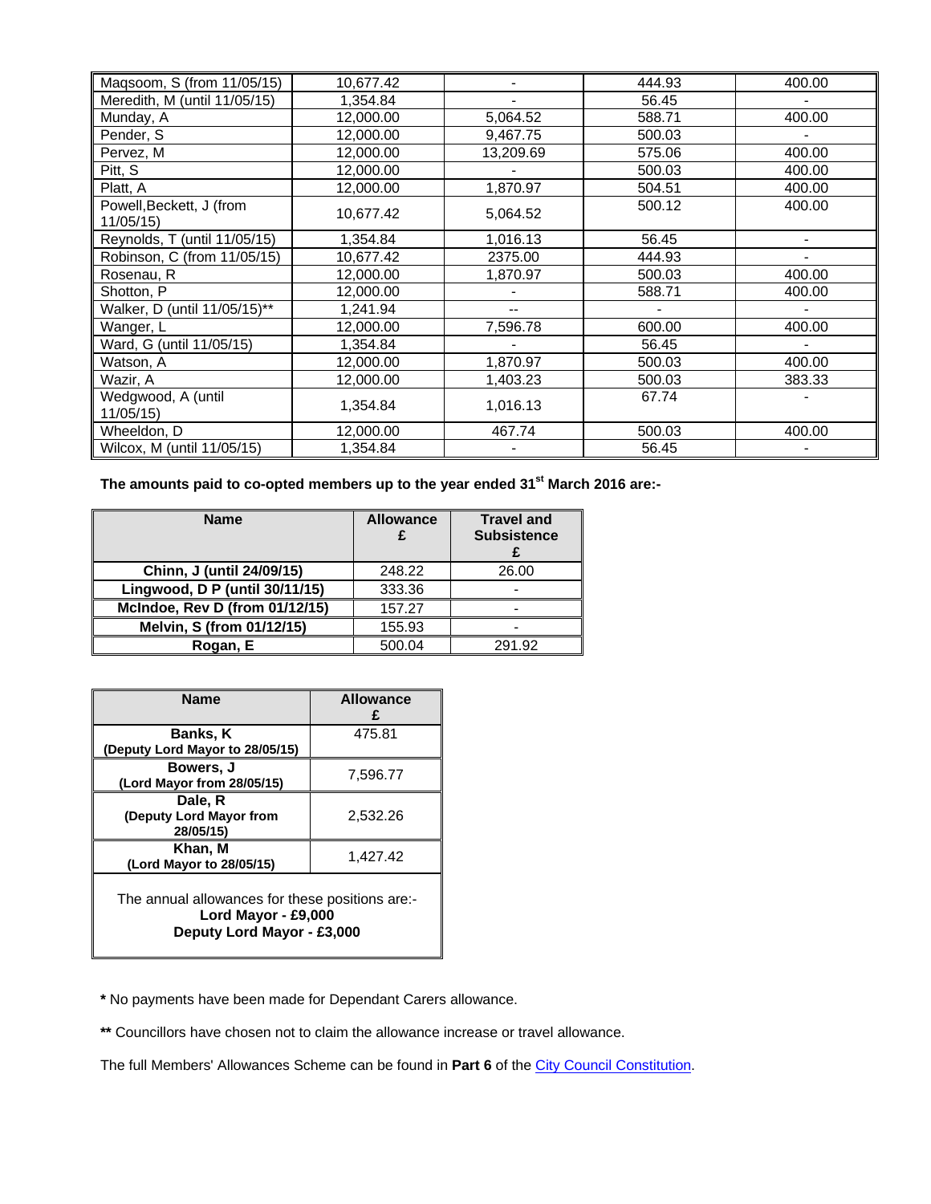| | | | | |
|---|---|---|---|---|
| Maqsoom, S (from 11/05/15) | 10,677.42 | - | 444.93 | 400.00 |
| Meredith, M (until 11/05/15) | 1,354.84 | - | 56.45 | - |
| Munday, A | 12,000.00 | 5,064.52 | 588.71 | 400.00 |
| Pender, S | 12,000.00 | 9,467.75 | 500.03 | - |
| Pervez, M | 12,000.00 | 13,209.69 | 575.06 | 400.00 |
| Pitt, S | 12,000.00 | - | 500.03 | 400.00 |
| Platt, A | 12,000.00 | 1,870.97 | 504.51 | 400.00 |
| Powell,Beckett, J (from 11/05/15) | 10,677.42 | 5,064.52 | 500.12 | 400.00 |
| Reynolds, T (until 11/05/15) | 1,354.84 | 1,016.13 | 56.45 | - |
| Robinson, C (from 11/05/15) | 10,677.42 | 2375.00 | 444.93 | - |
| Rosenau, R | 12,000.00 | 1,870.97 | 500.03 | 400.00 |
| Shotton, P | 12,000.00 | - | 588.71 | 400.00 |
| Walker, D (until 11/05/15)** | 1,241.94 | -- | - | - |
| Wanger, L | 12,000.00 | 7,596.78 | 600.00 | 400.00 |
| Ward, G (until 11/05/15) | 1,354.84 | - | 56.45 | - |
| Watson, A | 12,000.00 | 1,870.97 | 500.03 | 400.00 |
| Wazir, A | 12,000.00 | 1,403.23 | 500.03 | 383.33 |
| Wedgwood, A (until 11/05/15) | 1,354.84 | 1,016.13 | 67.74 | - |
| Wheeldon, D | 12,000.00 | 467.74 | 500.03 | 400.00 |
| Wilcox, M (until 11/05/15) | 1,354.84 | - | 56.45 | - |

**The amounts paid to co-opted members up to the year ended 31[st] March 2016 are:-**

| Name | Allowance £ | Travel and Subsistence £ |
|---|---|---|
| **Chinn, J (until 24/09/15)** | 248.22 | 26.00 |
| **Lingwood, D P (until 30/11/15)** | 333.36 | - |
| **McIndoe, Rev D (from 01/12/15)** | 157.27 | - |
| **Melvin, S (from 01/12/15)** | 155.93 | - |
| **Rogan, E** | 500.04 | 291.92 |

| Name | Allowance £ |
|---|---|
| **Banks, K (Deputy Lord Mayor to 28/05/15)** | 475.81 |
| **Bowers, J (Lord Mayor from 28/05/15)** | 7,596.77 |
| **Dale, R (Deputy Lord Mayor from 28/05/15)** | 2,532.26 |
| **Khan, M (Lord Mayor to 28/05/15)** | 1,427.42 |

The annual allowances for these positions are:-
**Lord Mayor - £9,000**
**Deputy Lord Mayor - £3,000**

**\*** No payments have been made for Dependant Carers allowance.

**\*\*** Councillors have chosen not to claim the allowance increase or travel allowance.

The full Members' Allowances Scheme can be found in **Part 6** of the City Council Constitution.